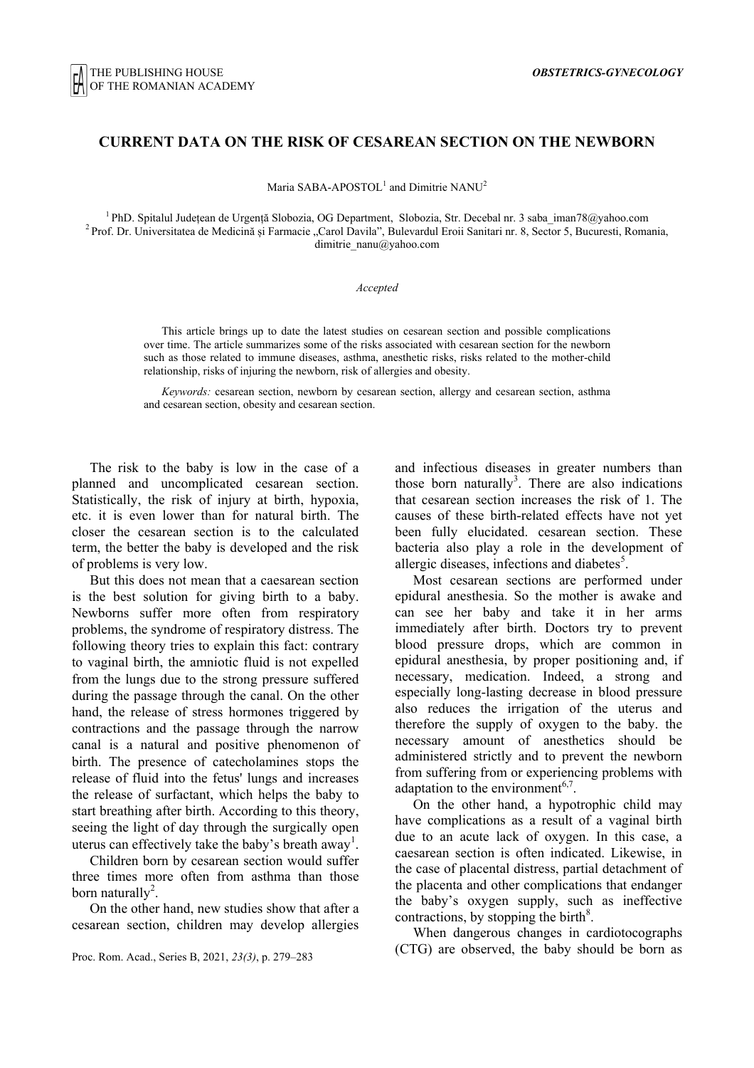# CURRENT DATA ON THE RISK OF CESAREAN SECTION ON THE NEWBORN

Maria SABA-APOSTOL[1] and Dimitrie NANU[2]

[1] PhD. Spitalul Județean de Urgență Slobozia, OG Department, Slobozia, Str. Decebal nr. 3 saba_iman78@yahoo.com
[2] Prof. Dr. Universitatea de Medicină și Farmacie „Carol Davila", Bulevardul Eroii Sanitari nr. 8, Sector 5, Bucuresti, Romania, dimitrie_nanu@yahoo.com

*Accepted*

This article brings up to date the latest studies on cesarean section and possible complications over time. The article summarizes some of the risks associated with cesarean section for the newborn such as those related to immune diseases, asthma, anesthetic risks, risks related to the mother-child relationship, risks of injuring the newborn, risk of allergies and obesity.

*Keywords:* cesarean section, newborn by cesarean section, allergy and cesarean section, asthma and cesarean section, obesity and cesarean section.

The risk to the baby is low in the case of a planned and uncomplicated cesarean section. Statistically, the risk of injury at birth, hypoxia, etc. it is even lower than for natural birth. The closer the cesarean section is to the calculated term, the better the baby is developed and the risk of problems is very low.

But this does not mean that a caesarean section is the best solution for giving birth to a baby. Newborns suffer more often from respiratory problems, the syndrome of respiratory distress. The following theory tries to explain this fact: contrary to vaginal birth, the amniotic fluid is not expelled from the lungs due to the strong pressure suffered during the passage through the canal. On the other hand, the release of stress hormones triggered by contractions and the passage through the narrow canal is a natural and positive phenomenon of birth. The presence of catecholamines stops the release of fluid into the fetus' lungs and increases the release of surfactant, which helps the baby to start breathing after birth. According to this theory, seeing the light of day through the surgically open uterus can effectively take the baby's breath away[1].

Children born by cesarean section would suffer three times more often from asthma than those born naturally[2].

On the other hand, new studies show that after a cesarean section, children may develop allergies and infectious diseases in greater numbers than those born naturally[3]. There are also indications that cesarean section increases the risk of 1. The causes of these birth-related effects have not yet been fully elucidated. cesarean section. These bacteria also play a role in the development of allergic diseases, infections and diabetes[5].

Most cesarean sections are performed under epidural anesthesia. So the mother is awake and can see her baby and take it in her arms immediately after birth. Doctors try to prevent blood pressure drops, which are common in epidural anesthesia, by proper positioning and, if necessary, medication. Indeed, a strong and especially long-lasting decrease in blood pressure also reduces the irrigation of the uterus and therefore the supply of oxygen to the baby. the necessary amount of anesthetics should be administered strictly and to prevent the newborn from suffering from or experiencing problems with adaptation to the environment[6,7].

On the other hand, a hypotrophic child may have complications as a result of a vaginal birth due to an acute lack of oxygen. In this case, a caesarean section is often indicated. Likewise, in the case of placental distress, partial detachment of the placenta and other complications that endanger the baby's oxygen supply, such as ineffective contractions, by stopping the birth[8].

When dangerous changes in cardiotocographs (CTG) are observed, the baby should be born as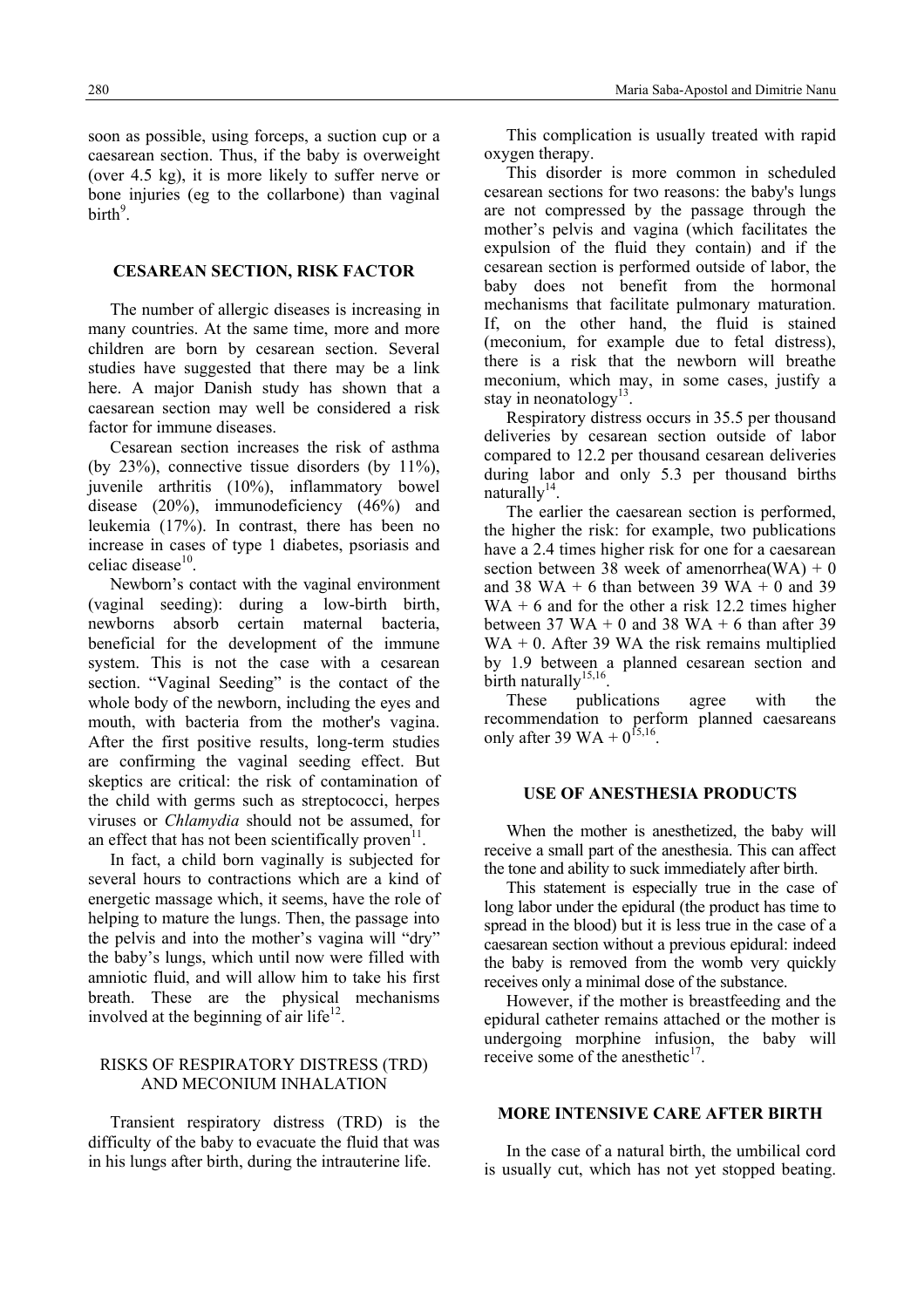soon as possible, using forceps, a suction cup or a caesarean section. Thus, if the baby is overweight (over 4.5 kg), it is more likely to suffer nerve or bone injuries (eg to the collarbone) than vaginal birth[9].

## CESAREAN SECTION, RISK FACTOR

The number of allergic diseases is increasing in many countries. At the same time, more and more children are born by cesarean section. Several studies have suggested that there may be a link here. A major Danish study has shown that a caesarean section may well be considered a risk factor for immune diseases.

Cesarean section increases the risk of asthma (by 23%), connective tissue disorders (by 11%), juvenile arthritis (10%), inflammatory bowel disease (20%), immunodeficiency (46%) and leukemia (17%). In contrast, there has been no increase in cases of type 1 diabetes, psoriasis and celiac disease[10].

Newborn's contact with the vaginal environment (vaginal seeding): during a low-birth birth, newborns absorb certain maternal bacteria, beneficial for the development of the immune system. This is not the case with a cesarean section. "Vaginal Seeding" is the contact of the whole body of the newborn, including the eyes and mouth, with bacteria from the mother's vagina. After the first positive results, long-term studies are confirming the vaginal seeding effect. But skeptics are critical: the risk of contamination of the child with germs such as streptococci, herpes viruses or *Chlamydia* should not be assumed, for an effect that has not been scientifically proven[11].

In fact, a child born vaginally is subjected for several hours to contractions which are a kind of energetic massage which, it seems, have the role of helping to mature the lungs. Then, the passage into the pelvis and into the mother's vagina will "dry" the baby's lungs, which until now were filled with amniotic fluid, and will allow him to take his first breath. These are the physical mechanisms involved at the beginning of air life[12].

## RISKS OF RESPIRATORY DISTRESS (TRD) AND MECONIUM INHALATION

Transient respiratory distress (TRD) is the difficulty of the baby to evacuate the fluid that was in his lungs after birth, during the intrauterine life.

This complication is usually treated with rapid oxygen therapy.

This disorder is more common in scheduled cesarean sections for two reasons: the baby's lungs are not compressed by the passage through the mother's pelvis and vagina (which facilitates the expulsion of the fluid they contain) and if the cesarean section is performed outside of labor, the baby does not benefit from the hormonal mechanisms that facilitate pulmonary maturation. If, on the other hand, the fluid is stained (meconium, for example due to fetal distress), there is a risk that the newborn will breathe meconium, which may, in some cases, justify a stay in neonatology[13].

Respiratory distress occurs in 35.5 per thousand deliveries by cesarean section outside of labor compared to 12.2 per thousand cesarean deliveries during labor and only 5.3 per thousand births naturally[14].

The earlier the caesarean section is performed, the higher the risk: for example, two publications have a 2.4 times higher risk for one for a caesarean section between 38 week of amenorrhea(WA) + 0 and 38 WA + 6 than between 39 WA + 0 and 39 WA + 6 and for the other a risk 12.2 times higher between 37 WA + 0 and 38 WA + 6 than after 39 WA + 0. After 39 WA the risk remains multiplied by 1.9 between a planned cesarean section and birth naturally[15,16].

These publications agree with the recommendation to perform planned caesareans only after 39 WA + 0[15,16].

## USE OF ANESTHESIA PRODUCTS

When the mother is anesthetized, the baby will receive a small part of the anesthesia. This can affect the tone and ability to suck immediately after birth.

This statement is especially true in the case of long labor under the epidural (the product has time to spread in the blood) but it is less true in the case of a caesarean section without a previous epidural: indeed the baby is removed from the womb very quickly receives only a minimal dose of the substance.

However, if the mother is breastfeeding and the epidural catheter remains attached or the mother is undergoing morphine infusion, the baby will receive some of the anesthetic[17].

## MORE INTENSIVE CARE AFTER BIRTH

In the case of a natural birth, the umbilical cord is usually cut, which has not yet stopped beating.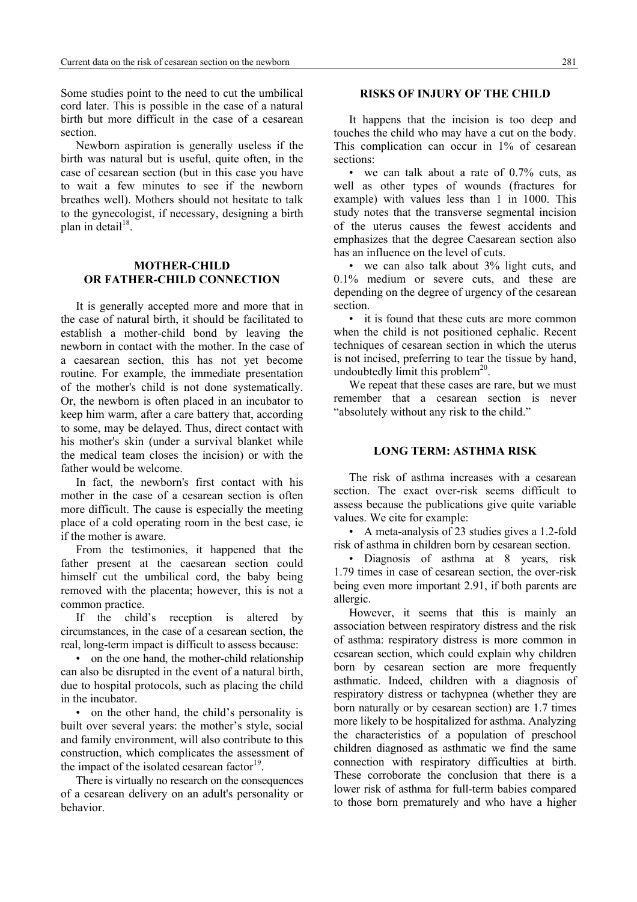Some studies point to the need to cut the umbilical cord later. This is possible in the case of a natural birth but more difficult in the case of a cesarean section.

Newborn aspiration is generally useless if the birth was natural but is useful, quite often, in the case of cesarean section (but in this case you have to wait a few minutes to see if the newborn breathes well). Mothers should not hesitate to talk to the gynecologist, if necessary, designing a birth plan in detail[18].

## MOTHER-CHILD OR FATHER-CHILD CONNECTION

It is generally accepted more and more that in the case of natural birth, it should be facilitated to establish a mother-child bond by leaving the newborn in contact with the mother. In the case of a caesarean section, this has not yet become routine. For example, the immediate presentation of the mother's child is not done systematically. Or, the newborn is often placed in an incubator to keep him warm, after a care battery that, according to some, may be delayed. Thus, direct contact with his mother's skin (under a survival blanket while the medical team closes the incision) or with the father would be welcome.

In fact, the newborn's first contact with his mother in the case of a cesarean section is often more difficult. The cause is especially the meeting place of a cold operating room in the best case, ie if the mother is aware.

From the testimonies, it happened that the father present at the caesarean section could himself cut the umbilical cord, the baby being removed with the placenta; however, this is not a common practice.

If the child's reception is altered by circumstances, in the case of a cesarean section, the real, long-term impact is difficult to assess because:

- on the one hand, the mother-child relationship can also be disrupted in the event of a natural birth, due to hospital protocols, such as placing the child in the incubator.
- on the other hand, the child's personality is built over several years: the mother's style, social and family environment, will also contribute to this construction, which complicates the assessment of the impact of the isolated cesarean factor[19].

There is virtually no research on the consequences of a cesarean delivery on an adult's personality or behavior.

## RISKS OF INJURY OF THE CHILD

It happens that the incision is too deep and touches the child who may have a cut on the body. This complication can occur in 1% of cesarean sections:

- we can talk about a rate of 0.7% cuts, as well as other types of wounds (fractures for example) with values less than 1 in 1000. This study notes that the transverse segmental incision of the uterus causes the fewest accidents and emphasizes that the degree Caesarean section also has an influence on the level of cuts.
- we can also talk about 3% light cuts, and 0.1% medium or severe cuts, and these are depending on the degree of urgency of the cesarean section.
- it is found that these cuts are more common when the child is not positioned cephalic. Recent techniques of cesarean section in which the uterus is not incised, preferring to tear the tissue by hand, undoubtedly limit this problem[20].

We repeat that these cases are rare, but we must remember that a cesarean section is never "absolutely without any risk to the child."

## LONG TERM: ASTHMA RISK

The risk of asthma increases with a cesarean section. The exact over-risk seems difficult to assess because the publications give quite variable values. We cite for example:

- A meta-analysis of 23 studies gives a 1.2-fold risk of asthma in children born by cesarean section.
- Diagnosis of asthma at 8 years, risk 1.79 times in case of cesarean section, the over-risk being even more important 2.91, if both parents are allergic.

However, it seems that this is mainly an association between respiratory distress and the risk of asthma: respiratory distress is more common in cesarean section, which could explain why children born by cesarean section are more frequently asthmatic. Indeed, children with a diagnosis of respiratory distress or tachypnea (whether they are born naturally or by cesarean section) are 1.7 times more likely to be hospitalized for asthma. Analyzing the characteristics of a population of preschool children diagnosed as asthmatic we find the same connection with respiratory difficulties at birth. These corroborate the conclusion that there is a lower risk of asthma for full-term babies compared to those born prematurely and who have a higher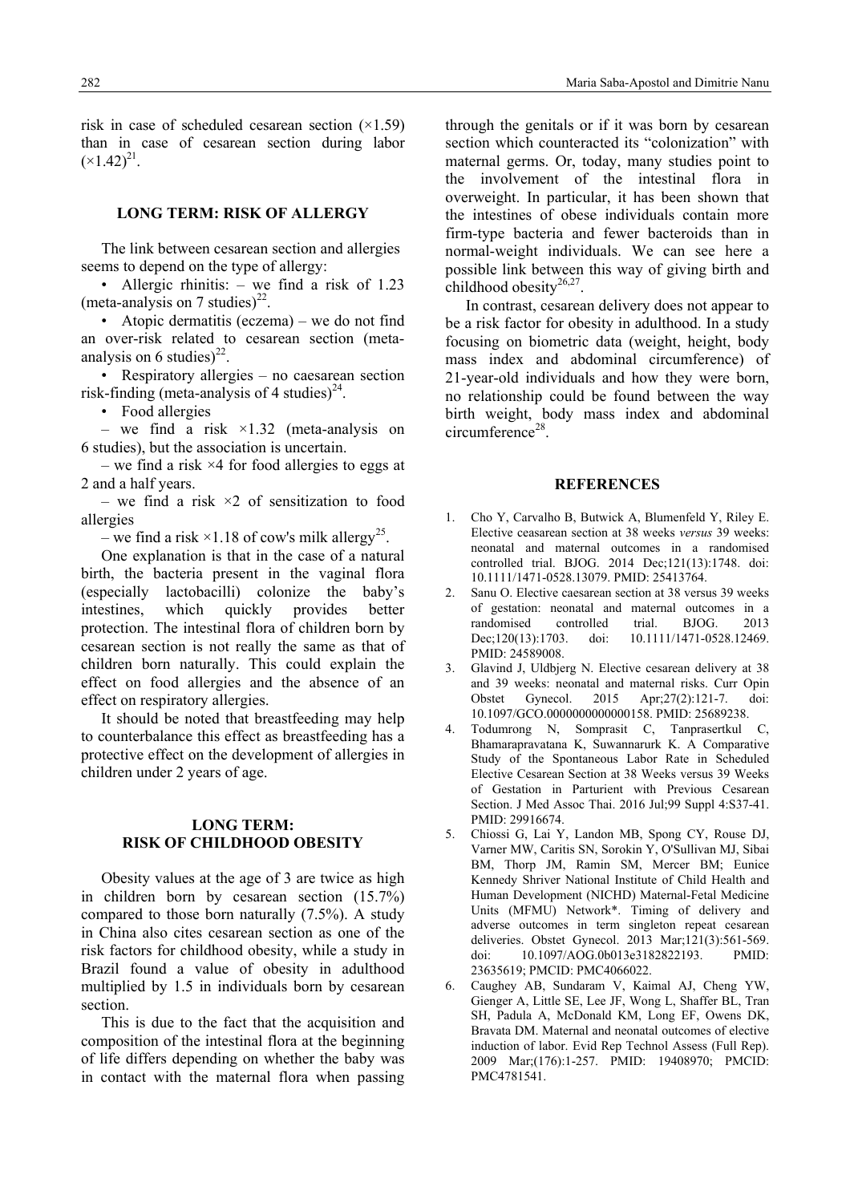risk in case of scheduled cesarean section (×1.59) than in case of cesarean section during labor (×1.42)[21].

## LONG TERM: RISK OF ALLERGY

The link between cesarean section and allergies seems to depend on the type of allergy:

- Allergic rhinitis: – we find a risk of 1.23 (meta-analysis on 7 studies)[22].
- Atopic dermatitis (eczema) – we do not find an over-risk related to cesarean section (meta-analysis on 6 studies)[22].
- Respiratory allergies – no caesarean section risk-finding (meta-analysis of 4 studies)[24].
- Food allergies

– we find a risk ×1.32 (meta-analysis on 6 studies), but the association is uncertain.

– we find a risk ×4 for food allergies to eggs at 2 and a half years.

– we find a risk ×2 of sensitization to food allergies

– we find a risk ×1.18 of cow's milk allergy[25].

One explanation is that in the case of a natural birth, the bacteria present in the vaginal flora (especially lactobacilli) colonize the baby's intestines, which quickly provides better protection. The intestinal flora of children born by cesarean section is not really the same as that of children born naturally. This could explain the effect on food allergies and the absence of an effect on respiratory allergies.

It should be noted that breastfeeding may help to counterbalance this effect as breastfeeding has a protective effect on the development of allergies in children under 2 years of age.

## LONG TERM: RISK OF CHILDHOOD OBESITY

Obesity values at the age of 3 are twice as high in children born by cesarean section (15.7%) compared to those born naturally (7.5%). A study in China also cites cesarean section as one of the risk factors for childhood obesity, while a study in Brazil found a value of obesity in adulthood multiplied by 1.5 in individuals born by cesarean section.

This is due to the fact that the acquisition and composition of the intestinal flora at the beginning of life differs depending on whether the baby was in contact with the maternal flora when passing through the genitals or if it was born by cesarean section which counteracted its "colonization" with maternal germs. Or, today, many studies point to the involvement of the intestinal flora in overweight. In particular, it has been shown that the intestines of obese individuals contain more firm-type bacteria and fewer bacteroids than in normal-weight individuals. We can see here a possible link between this way of giving birth and childhood obesity[26,27].

In contrast, cesarean delivery does not appear to be a risk factor for obesity in adulthood. In a study focusing on biometric data (weight, height, body mass index and abdominal circumference) of 21-year-old individuals and how they were born, no relationship could be found between the way birth weight, body mass index and abdominal circumference[28].

## REFERENCES

1. Cho Y, Carvalho B, Butwick A, Blumenfeld Y, Riley E. Elective ceasarean section at 38 weeks *versus* 39 weeks: neonatal and maternal outcomes in a randomised controlled trial. BJOG. 2014 Dec;121(13):1748. doi: 10.1111/1471-0528.13079. PMID: 25413764.
2. Sanu O. Elective caesarean section at 38 versus 39 weeks of gestation: neonatal and maternal outcomes in a randomised controlled trial. BJOG. 2013 Dec;120(13):1703. doi: 10.1111/1471-0528.12469. PMID: 24589008.
3. Glavind J, Uldbjerg N. Elective cesarean delivery at 38 and 39 weeks: neonatal and maternal risks. Curr Opin Obstet Gynecol. 2015 Apr;27(2):121-7. doi: 10.1097/GCO.0000000000000158. PMID: 25689238.
4. Todumrong N, Somprasit C, Tanprasertkul C, Bhamarapravatana K, Suwannarurk K. A Comparative Study of the Spontaneous Labor Rate in Scheduled Elective Cesarean Section at 38 Weeks versus 39 Weeks of Gestation in Parturient with Previous Cesarean Section. J Med Assoc Thai. 2016 Jul;99 Suppl 4:S37-41. PMID: 29916674.
5. Chiossi G, Lai Y, Landon MB, Spong CY, Rouse DJ, Varner MW, Caritis SN, Sorokin Y, O'Sullivan MJ, Sibai BM, Thorp JM, Ramin SM, Mercer BM; Eunice Kennedy Shriver National Institute of Child Health and Human Development (NICHD) Maternal-Fetal Medicine Units (MFMU) Network*. Timing of delivery and adverse outcomes in term singleton repeat cesarean deliveries. Obstet Gynecol. 2013 Mar;121(3):561-569. doi: 10.1097/AOG.0b013e3182822193. PMID: 23635619; PMCID: PMC4066022.
6. Caughey AB, Sundaram V, Kaimal AJ, Cheng YW, Gienger A, Little SE, Lee JF, Wong L, Shaffer BL, Tran SH, Padula A, McDonald KM, Long EF, Owens DK, Bravata DM. Maternal and neonatal outcomes of elective induction of labor. Evid Rep Technol Assess (Full Rep). 2009 Mar;(176):1-257. PMID: 19408970; PMCID: PMC4781541.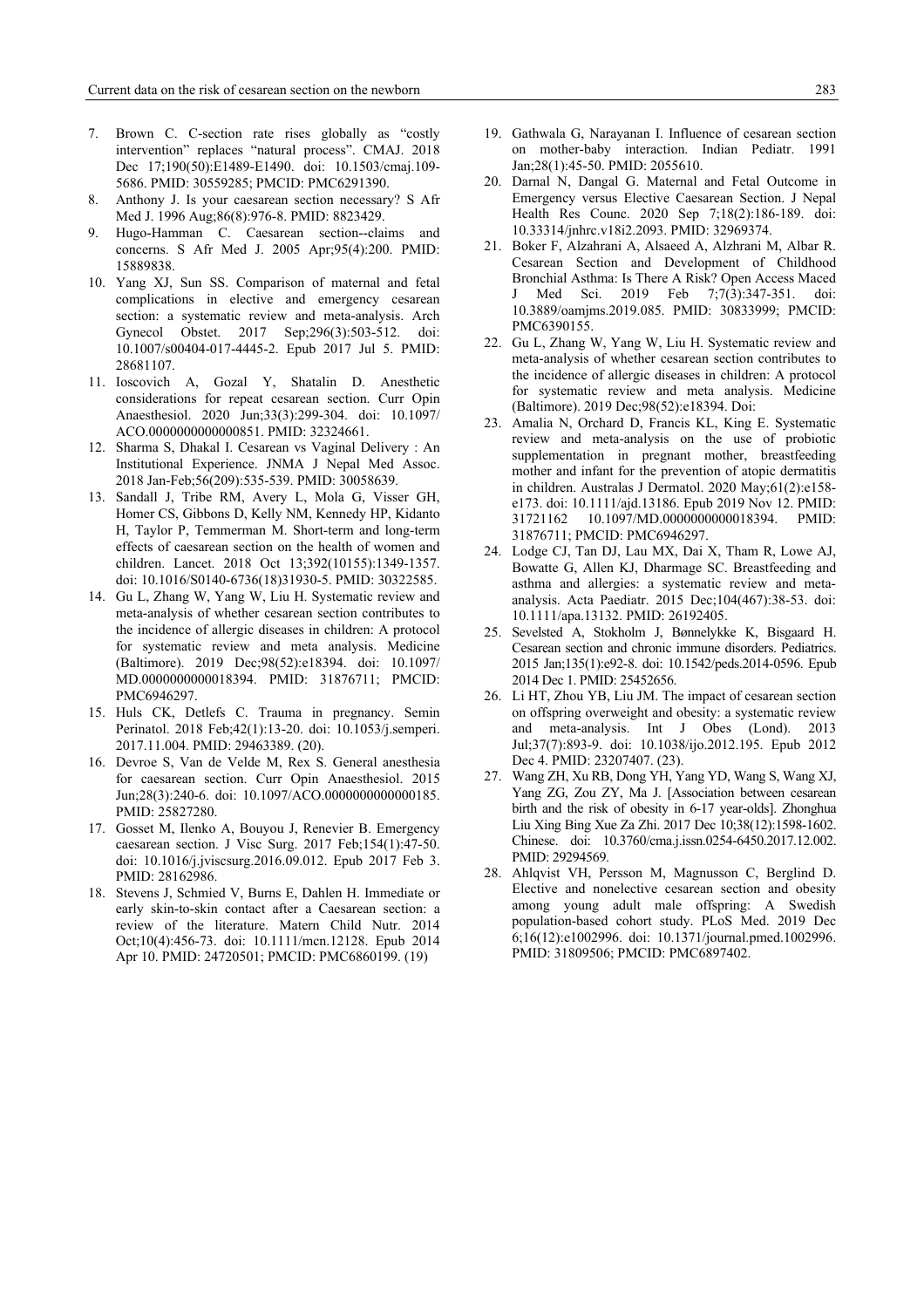7. Brown C. C-section rate rises globally as “costly intervention” replaces “natural process”. CMAJ. 2018 Dec 17;190(50):E1489-E1490. doi: 10.1503/cmaj.109-5686. PMID: 30559285; PMCID: PMC6291390.
8. Anthony J. Is your caesarean section necessary? S Afr Med J. 1996 Aug;86(8):976-8. PMID: 8823429.
9. Hugo-Hamman C. Caesarean section--claims and concerns. S Afr Med J. 2005 Apr;95(4):200. PMID: 15889838.
10. Yang XJ, Sun SS. Comparison of maternal and fetal complications in elective and emergency cesarean section: a systematic review and meta-analysis. Arch Gynecol Obstet. 2017 Sep;296(3):503-512. doi: 10.1007/s00404-017-4445-2. Epub 2017 Jul 5. PMID: 28681107.
11. Ioscovich A, Gozal Y, Shatalin D. Anesthetic considerations for repeat cesarean section. Curr Opin Anaesthesiol. 2020 Jun;33(3):299-304. doi: 10.1097/ACO.0000000000000851. PMID: 32324661.
12. Sharma S, Dhakal I. Cesarean vs Vaginal Delivery : An Institutional Experience. JNMA J Nepal Med Assoc. 2018 Jan-Feb;56(209):535-539. PMID: 30058639.
13. Sandall J, Tribe RM, Avery L, Mola G, Visser GH, Homer CS, Gibbons D, Kelly NM, Kennedy HP, Kidanto H, Taylor P, Temmerman M. Short-term and long-term effects of caesarean section on the health of women and children. Lancet. 2018 Oct 13;392(10155):1349-1357. doi: 10.1016/S0140-6736(18)31930-5. PMID: 30322585.
14. Gu L, Zhang W, Yang W, Liu H. Systematic review and meta-analysis of whether cesarean section contributes to the incidence of allergic diseases in children: A protocol for systematic review and meta analysis. Medicine (Baltimore). 2019 Dec;98(52):e18394. doi: 10.1097/MD.0000000000018394. PMID: 31876711; PMCID: PMC6946297.
15. Huls CK, Detlefs C. Trauma in pregnancy. Semin Perinatol. 2018 Feb;42(1):13-20. doi: 10.1053/j.semperi.2017.11.004. PMID: 29463389. (20).
16. Devroe S, Van de Velde M, Rex S. General anesthesia for caesarean section. Curr Opin Anaesthesiol. 2015 Jun;28(3):240-6. doi: 10.1097/ACO.0000000000000185. PMID: 25827280.
17. Gosset M, Ilenko A, Bouyou J, Renevier B. Emergency caesarean section. J Visc Surg. 2017 Feb;154(1):47-50. doi: 10.1016/j.jviscsurg.2016.09.012. Epub 2017 Feb 3. PMID: 28162986.
18. Stevens J, Schmied V, Burns E, Dahlen H. Immediate or early skin-to-skin contact after a Caesarean section: a review of the literature. Matern Child Nutr. 2014 Oct;10(4):456-73. doi: 10.1111/mcn.12128. Epub 2014 Apr 10. PMID: 24720501; PMCID: PMC6860199. (19)
19. Gathwala G, Narayanan I. Influence of cesarean section on mother-baby interaction. Indian Pediatr. 1991 Jan;28(1):45-50. PMID: 2055610.
20. Darnal N, Dangal G. Maternal and Fetal Outcome in Emergency versus Elective Caesarean Section. J Nepal Health Res Counc. 2020 Sep 7;18(2):186-189. doi: 10.33314/jnhrc.v18i2.2093. PMID: 32969374.
21. Boker F, Alzahrani A, Alsaeed A, Alzhrani M, Albar R. Cesarean Section and Development of Childhood Bronchial Asthma: Is There A Risk? Open Access Maced J Med Sci. 2019 Feb 7;7(3):347-351. doi: 10.3889/oamjms.2019.085. PMID: 30833999; PMCID: PMC6390155.
22. Gu L, Zhang W, Yang W, Liu H. Systematic review and meta-analysis of whether cesarean section contributes to the incidence of allergic diseases in children: A protocol for systematic review and meta analysis. Medicine (Baltimore). 2019 Dec;98(52):e18394. Doi:
23. Amalia N, Orchard D, Francis KL, King E. Systematic review and meta-analysis on the use of probiotic supplementation in pregnant mother, breastfeeding mother and infant for the prevention of atopic dermatitis in children. Australas J Dermatol. 2020 May;61(2):e158-e173. doi: 10.1111/ajd.13186. Epub 2019 Nov 12. PMID: 31721162 10.1097/MD.0000000000018394. PMID: 31876711; PMCID: PMC6946297.
24. Lodge CJ, Tan DJ, Lau MX, Dai X, Tham R, Lowe AJ, Bowatte G, Allen KJ, Dharmage SC. Breastfeeding and asthma and allergies: a systematic review and meta-analysis. Acta Paediatr. 2015 Dec;104(467):38-53. doi: 10.1111/apa.13132. PMID: 26192405.
25. Sevelsted A, Stokholm J, Bønnelykke K, Bisgaard H. Cesarean section and chronic immune disorders. Pediatrics. 2015 Jan;135(1):e92-8. doi: 10.1542/peds.2014-0596. Epub 2014 Dec 1. PMID: 25452656.
26. Li HT, Zhou YB, Liu JM. The impact of cesarean section on offspring overweight and obesity: a systematic review and meta-analysis. Int J Obes (Lond). 2013 Jul;37(7):893-9. doi: 10.1038/ijo.2012.195. Epub 2012 Dec 4. PMID: 23207407. (23).
27. Wang ZH, Xu RB, Dong YH, Yang YD, Wang S, Wang XJ, Yang ZG, Zou ZY, Ma J. [Association between cesarean birth and the risk of obesity in 6-17 year-olds]. Zhonghua Liu Xing Bing Xue Za Zhi. 2017 Dec 10;38(12):1598-1602. Chinese. doi: 10.3760/cma.j.issn.0254-6450.2017.12.002. PMID: 29294569.
28. Ahlqvist VH, Persson M, Magnusson C, Berglind D. Elective and nonelective cesarean section and obesity among young adult male offspring: A Swedish population-based cohort study. PLoS Med. 2019 Dec 6;16(12):e1002996. doi: 10.1371/journal.pmed.1002996. PMID: 31809506; PMCID: PMC6897402.